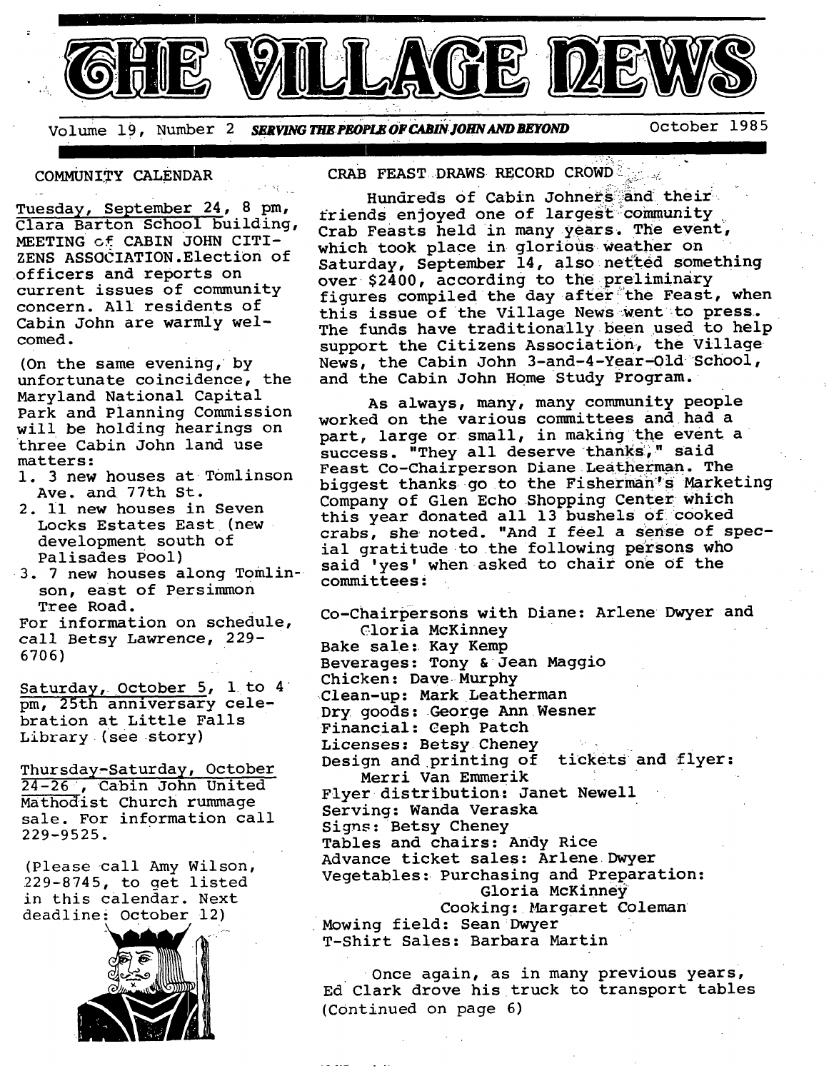# THE VILLAGE NEWS

Volume 19, Number 2 **SERVING THE PEOPLE OF CABIN JOHN AND BEYOND** October 1985

## COMMUNITY CALENDAR

Tuesday, September 24, 8 pm, Clara Barton School building, MEETING of CABIN JOHN CITIZENS ASSOCIATION. Election of officers and reports on current issues of community concern. All residents of Cabin John are warmly welcomed.

(On the same evening, by unfortunate coincidence, the Maryland National Capital Park and Planning Commission will be holding hearings on three Cabin John land use matters:

1. 3 new houses at Tomlinson Ave. and 77th St.
2. 11 new houses in Seven Locks Estates East (new development south of Palisades Pool)
3. 7 new houses along Tomlinson, east of Persimmon Tree Road.

For information on schedule, call Betsy Lawrence, 229-6706)

Saturday, October 5, 1 to 4 pm, 25th anniversary celebration at Little Falls Library (see story)

Thursday-Saturday, October 24-26, Cabin John United Mathodist Church rummage sale. For information call 229-9525.

(Please call Amy Wilson, 229-8745, to get listed in this calendar. Next deadline: October 12)

## CRAB FEAST DRAWS RECORD CROWD

Hundreds of Cabin Johners and their friends enjoyed one of largest community Crab Feasts held in many years. The event, which took place in glorious weather on Saturday, September 14, also netted something over $2400, according to the preliminary figures compiled the day after the Feast, when this issue of the Village News went to press. The funds have traditionally been used to help support the Citizens Association, the Village News, the Cabin John 3-and-4-Year-Old School, and the Cabin John Home Study Program.

As always, many, many community people worked on the various committees and had a part, large or small, in making the event a success. "They all deserve thanks," said Feast Co-Chairperson Diane Leatherman. The biggest thanks go to the Fisherman's Marketing Company of Glen Echo Shopping Center which this year donated all 13 bushels of cooked crabs, she noted. "And I feel a sense of special gratitude to the following persons who said 'yes' when asked to chair one of the committees:

Co-Chairpersons with Diane: Arlene Dwyer and Gloria McKinney
Bake sale: Kay Kemp
Beverages: Tony & Jean Maggio
Chicken: Dave Murphy
Clean-up: Mark Leatherman
Dry goods: George Ann Wesner
Financial: Ceph Patch
Licenses: Betsy Cheney
Design and printing of tickets and flyer: Merri Van Emmerik
Flyer distribution: Janet Newell
Serving: Wanda Veraska
Signs: Betsy Cheney
Tables and chairs: Andy Rice
Advance ticket sales: Arlene Dwyer
Vegetables: Purchasing and Preparation: Gloria McKinney
Cooking: Margaret Coleman
Mowing field: Sean Dwyer
T-Shirt Sales: Barbara Martin

Once again, as in many previous years, Ed Clark drove his truck to transport tables (Continued on page 6)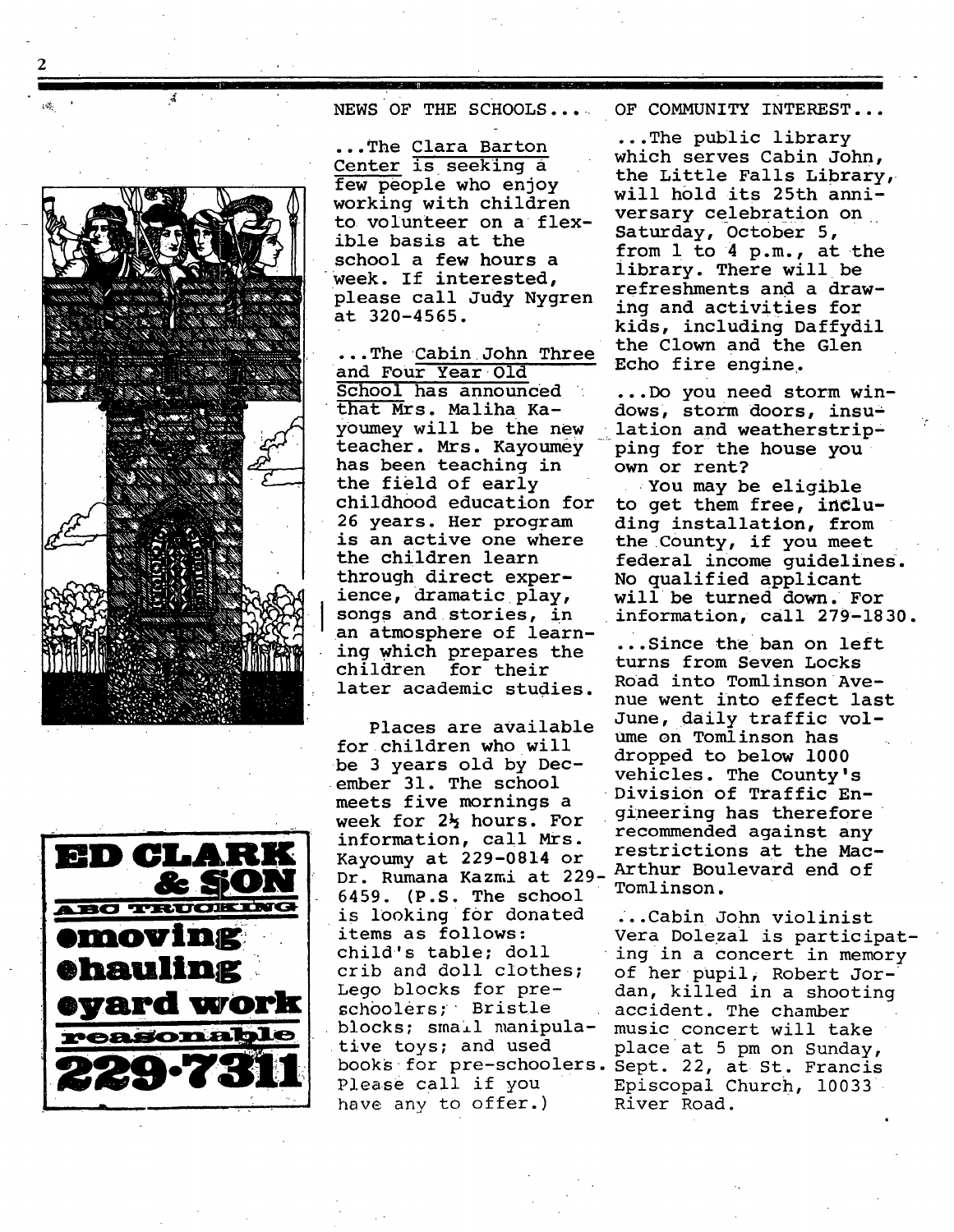## NEWS OF THE SCHOOLS...

...The Clara Barton Center is seeking a few people who enjoy working with children to volunteer on a flexible basis at the school a few hours a week. If interested, please call Judy Nygren at 320-4565.

...The Cabin John Three and Four Year Old School has announced that Mrs. Maliha Kayoumey will be the new teacher. Mrs. Kayoumey has been teaching in the field of early childhood education for 26 years. Her program is an active one where the children learn through direct experience, dramatic play, songs and stories, in an atmosphere of learning which prepares the children for their later academic studies.

Places are available for children who will be 3 years old by December 31. The school meets five mornings a week for 2½ hours. For information, call Mrs. Kayoumy at 229-0814 or Dr. Rumana Kazmi at 229-6459. (P.S. The school is looking for donated items as follows: child's table; doll crib and doll clothes; Lego blocks for preschoolers; Bristle blocks; small manipulative toys; and used books for pre-schoolers. Please call if you have any to offer.)

## OF COMMUNITY INTEREST...

...The public library which serves Cabin John, the Little Falls Library, will hold its 25th anniversary celebration on Saturday, October 5, from 1 to 4 p.m., at the library. There will be refreshments and a drawing and activities for kids, including Daffydil the Clown and the Glen Echo fire engine.

...Do you need storm windows, storm doors, insulation and weatherstripping for the house you own or rent?

You may be eligible to get them free, including installation, from the County, if you meet federal income guidelines. No qualified applicant will be turned down. For information, call 279-1830.

...Since the ban on left turns from Seven Locks Road into Tomlinson Avenue went into effect last June, daily traffic volume on Tomlinson has dropped to below 1000 vehicles. The County's Division of Traffic Engineering has therefore recommended against any restrictions at the MacArthur Boulevard end of Tomlinson.

...Cabin John violinist Vera Dolezal is participating in a concert in memory of her pupil, Robert Jordan, killed in a shooting accident. The chamber music concert will take place at 5 pm on Sunday, Sept. 22, at St. Francis Episcopal Church, 10033 River Road.

---

**ED CLARK & SON**
**ABC TRUCKING**
**moving**
**hauling**
**yard work**
**reasonable**
**229-7311**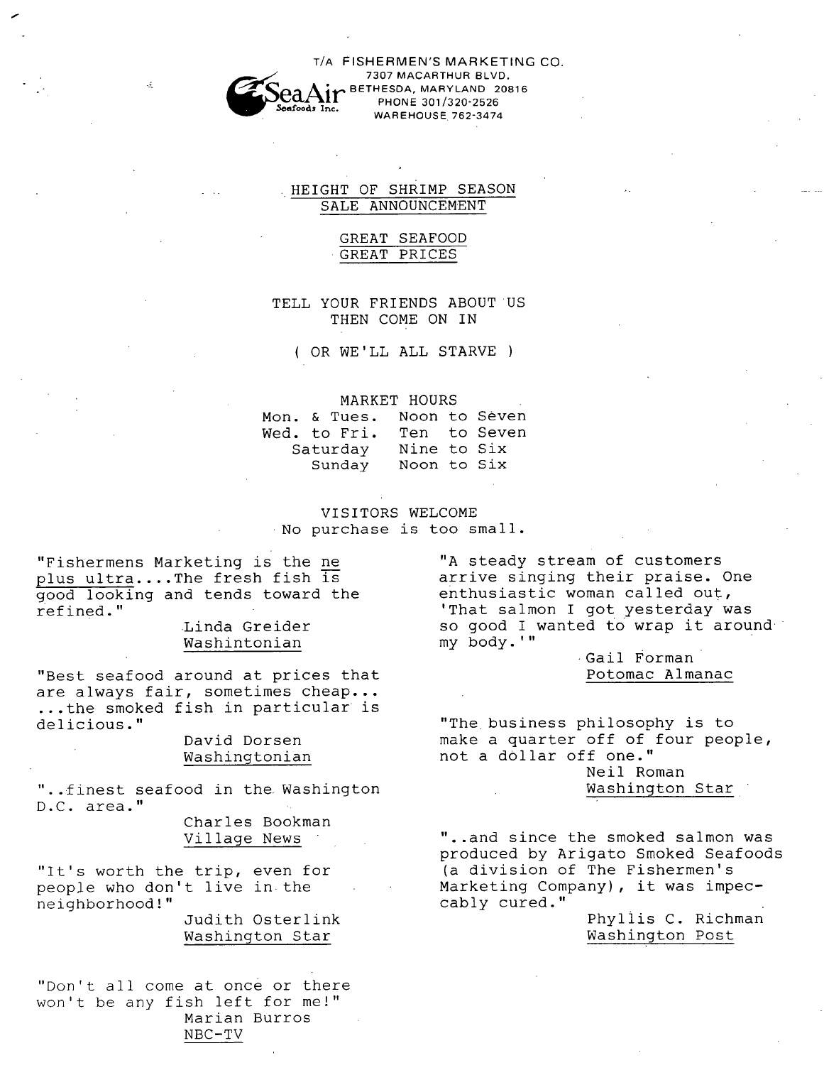SeaAir Seafoods Inc.

T/A FISHERMEN'S MARKETING CO.
7307 MACARTHUR BLVD.
BETHESDA, MARYLAND 20816
PHONE 301/320-2526
WAREHOUSE 762-3474

## HEIGHT OF SHRIMP SEASON SALE ANNOUNCEMENT

## GREAT SEAFOOD GREAT PRICES

TELL YOUR FRIENDS ABOUT US
THEN COME ON IN

( OR WE'LL ALL STARVE )

MARKET HOURS

| | |
|---|---|
| Mon. & Tues. | Noon to Seven |
| Wed. to Fri. | Ten to Seven |
| Saturday | Nine to Six |
| Sunday | Noon to Six |

VISITORS WELCOME
No purchase is too small.

"Fishermens Marketing is the <u>ne plus ultra</u>....The fresh fish <u>is</u> good looking and tends toward the refined."
Linda Greider
<u>Washintonian</u>

"Best seafood around at prices that are always fair, sometimes cheap... ...the smoked fish in particular is delicious."
David Dorsen
<u>Washingtonian</u>

"..finest seafood in the Washington D.C. area."
Charles Bookman
<u>Village News</u>

"It's worth the trip, even for people who don't live in the neighborhood!"
Judith Osterlink
<u>Washington Star</u>

"Don't all come at once or there won't be any fish left for me!"
Marian Burros
<u>NBC-TV</u>

"A steady stream of customers arrive singing their praise. One enthusiastic woman called out, 'That salmon I got yesterday was so good I wanted to wrap it around my body.'"
Gail Forman
<u>Potomac Almanac</u>

"The business philosophy is to make a quarter off of four people, not a dollar off one."
Neil Roman
<u>Washington Star</u>

"..and since the smoked salmon was produced by Arigato Smoked Seafoods (a division of The Fishermen's Marketing Company), it was impeccably cured."
Phyllis C. Richman
<u>Washington Post</u>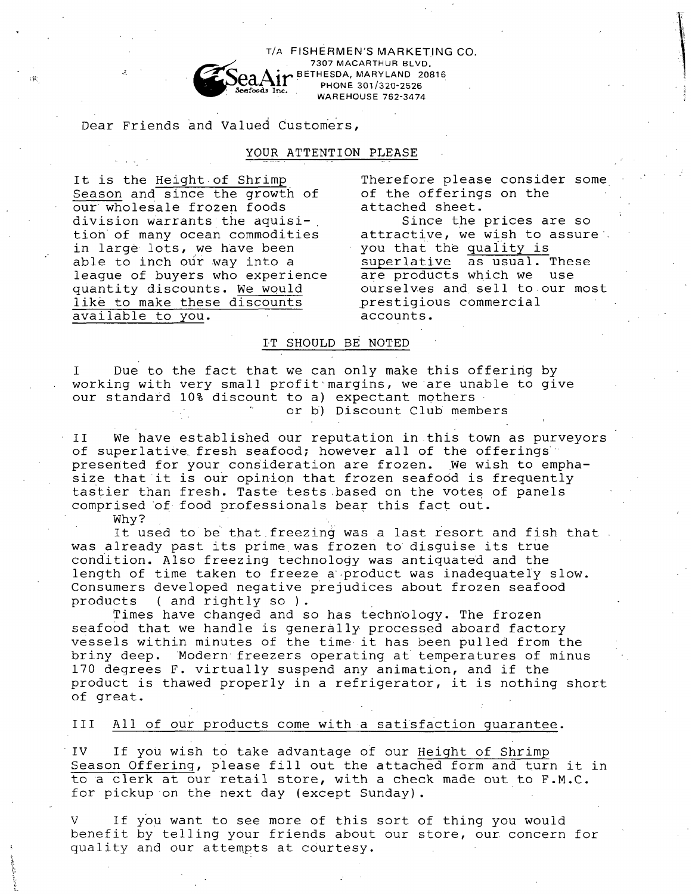T/A FISHERMEN'S MARKETING CO.
7307 MACARTHUR BLVD.
BETHESDA, MARYLAND 20816
PHONE 301/320-2526
WAREHOUSE 762-3474

SeaAir Seafoods Inc.

Dear Friends and Valued Customers,

## YOUR ATTENTION PLEASE

It is the Height of Shrimp Season and since the growth of our wholesale frozen foods division warrants the aquisition of many ocean commodities in large lots, we have been able to inch our way into a league of buyers who experience quantity discounts. We would like to make these discounts available to you.

Therefore please consider some of the offerings on the attached sheet.

Since the prices are so attractive, we wish to assure you that the quality is superlative as usual. These are products which we use ourselves and sell to our most prestigious commercial accounts.

## IT SHOULD BE NOTED

I Due to the fact that we can only make this offering by working with very small profit margins, we are unable to give our standard 10% discount to a) expectant mothers
or b) Discount Club members

II We have established our reputation in this town as purveyors of superlative fresh seafood; however all of the offerings presented for your consideration are frozen. We wish to emphasize that it is our opinion that frozen seafood is frequently tastier than fresh. Taste tests based on the votes of panels comprised of food professionals bear this fact out.

Why?

It used to be that freezing was a last resort and fish that was already past its prime was frozen to disguise its true condition. Also freezing technology was antiquated and the length of time taken to freeze a product was inadequately slow. Consumers developed negative prejudices about frozen seafood products ( and rightly so ).

Times have changed and so has technology. The frozen seafood that we handle is generally processed aboard factory vessels within minutes of the time it has been pulled from the briny deep. Modern freezers operating at temperatures of minus 170 degrees F. virtually suspend any animation, and if the product is thawed properly in a refrigerator, it is nothing short of great.

III All of our products come with a satisfaction guarantee.

IV If you wish to take advantage of our Height of Shrimp Season Offering, please fill out the attached form and turn it in to a clerk at our retail store, with a check made out to F.M.C. for pickup on the next day (except Sunday).

V If you want to see more of this sort of thing you would benefit by telling your friends about our store, our concern for quality and our attempts at courtesy.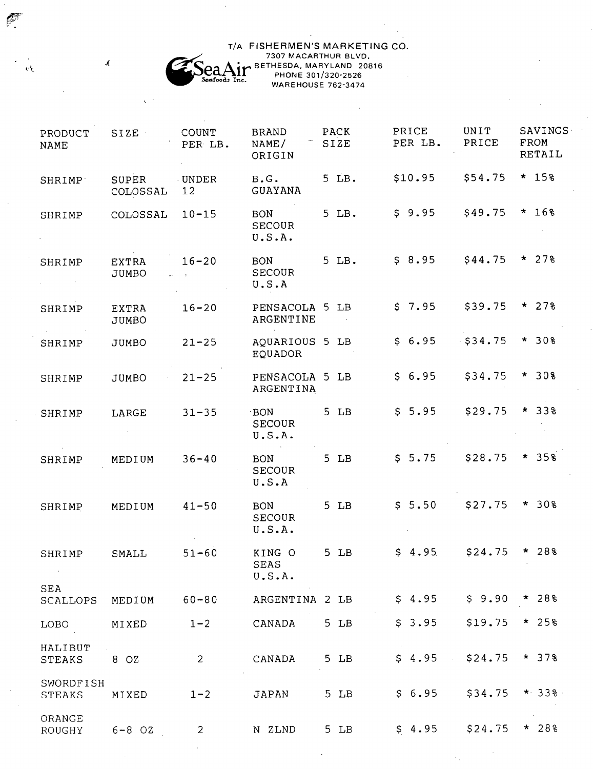T/A FISHERMEN'S MARKETING CO.
7307 MACARTHUR BLVD.
SeaAir Seafoods Inc. BETHESDA, MARYLAND 20816
PHONE 301/320-2526
WAREHOUSE 762-3474

| PRODUCT NAME | SIZE | COUNT PER LB. | BRAND NAME/ ORIGIN | PACK SIZE | PRICE PER LB. | UNIT PRICE | SAVINGS FROM RETAIL |
|---|---|---|---|---|---|---|---|
| SHRIMP | SUPER COLOSSAL | UNDER 12 | B.G. GUAYANA | 5 LB. | $10.95 | $54.75 | * 15% |
| SHRIMP | COLOSSAL | 10-15 | BON SECOUR U.S.A. | 5 LB. | $ 9.95 | $49.75 | * 16% |
| SHRIMP | EXTRA JUMBO | 16-20 | BON SECOUR U.S.A | 5 LB. | $ 8.95 | $44.75 | * 27% |
| SHRIMP | EXTRA JUMBO | 16-20 | PENSACOLA ARGENTINE | 5 LB | $ 7.95 | $39.75 | * 27% |
| SHRIMP | JUMBO | 21-25 | AQUARIOUS EQUADOR | 5 LB | $ 6.95 | $34.75 | * 30% |
| SHRIMP | JUMBO | 21-25 | PENSACOLA ARGENTINA | 5 LB | $ 6.95 | $34.75 | * 30% |
| SHRIMP | LARGE | 31-35 | BON SECOUR U.S.A. | 5 LB | $ 5.95 | $29.75 | * 33% |
| SHRIMP | MEDIUM | 36-40 | BON SECOUR U.S.A | 5 LB | $ 5.75 | $28.75 | * 35% |
| SHRIMP | MEDIUM | 41-50 | BON SECOUR U.S.A. | 5 LB | $ 5.50 | $27.75 | * 30% |
| SHRIMP | SMALL | 51-60 | KING O SEAS U.S.A. | 5 LB | $ 4.95 | $24.75 | * 28% |
| SEA SCALLOPS | MEDIUM | 60-80 | ARGENTINA | 2 LB | $ 4.95 | $ 9.90 | * 28% |
| LOBO | MIXED | 1-2 | CANADA | 5 LB | $ 3.95 | $19.75 | * 25% |
| HALIBUT STEAKS | 8 OZ | 2 | CANADA | 5 LB | $ 4.95 | $24.75 | * 37% |
| SWORDFISH STEAKS | MIXED | 1-2 | JAPAN | 5 LB | $ 6.95 | $34.75 | * 33% |
| ORANGE ROUGHY | 6-8 OZ | 2 | N ZLND | 5 LB | $ 4.95 | $24.75 | * 28% |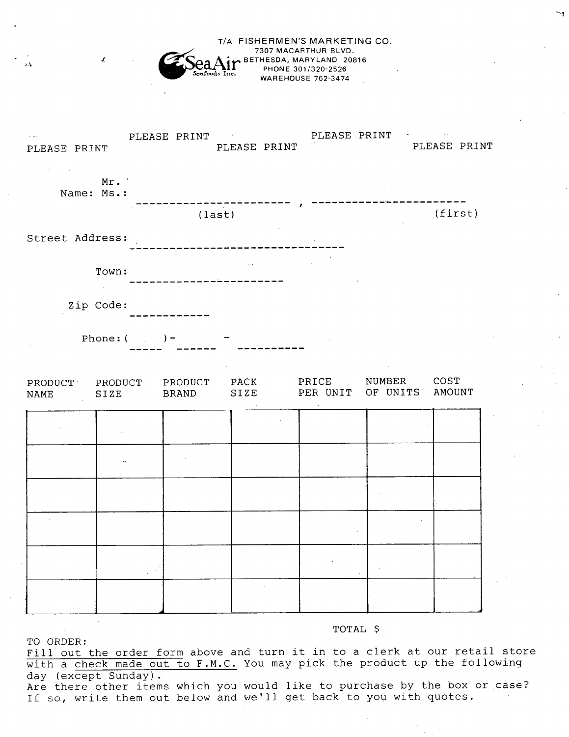T/A FISHERMEN'S MARKETING CO.
7307 MACARTHUR BLVD.
BETHESDA, MARYLAND 20816
PHONE 301/320-2526
WAREHOUSE 762-3474

SeaAir Seafoods Inc.

PLEASE PRINT PLEASE PRINT PLEASE PRINT PLEASE PRINT PLEASE PRINT

Mr.
Name: Ms.: ______________________ , ______________________
(last) (first)

Street Address: ________________________________

Town: ______________________

Zip Code: ____________

Phone: ( _____ ) - ______ - __________

| PRODUCT NAME | PRODUCT SIZE | PRODUCT BRAND | PACK SIZE | PRICE PER UNIT | NUMBER OF UNITS | COST AMOUNT |
|---|---|---|---|---|---|---|
| | | | | | | |
| | | | | | | |
| | | | | | | |
| | | | | | | |
| | | | | | | |
| | | | | | | |

TOTAL $

TO ORDER:
Fill out the order form above and turn it in to a clerk at our retail store with a check made out to F.M.C. You may pick the product up the following day (except Sunday).
Are there other items which you would like to purchase by the box or case? If so, write them out below and we'll get back to you with quotes.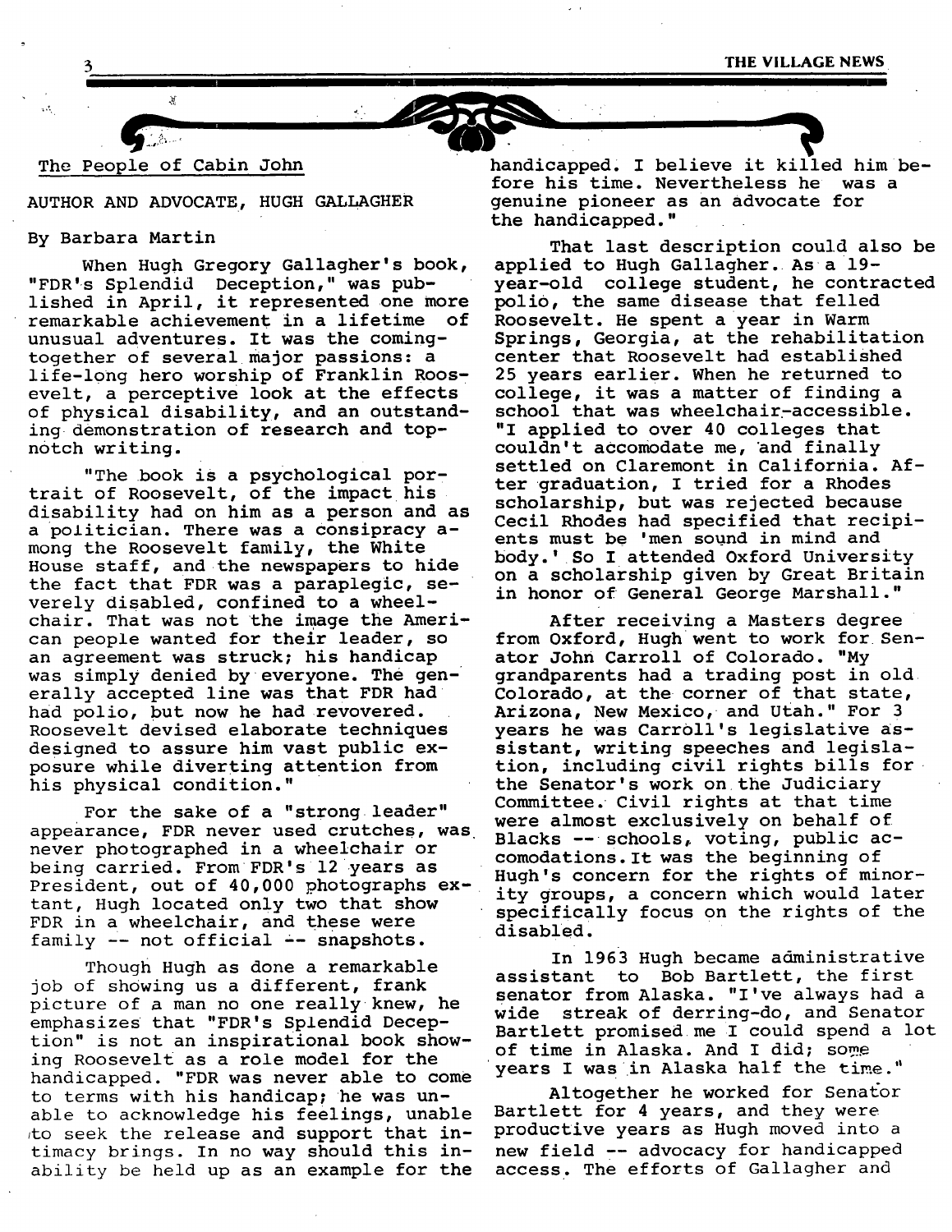The People of Cabin John

## AUTHOR AND ADVOCATE, HUGH GALLAGHER

By Barbara Martin

When Hugh Gregory Gallagher's book, "FDR's Splendid Deception," was published in April, it represented one more remarkable achievement in a lifetime of unusual adventures. It was the coming-together of several major passions: a life-long hero worship of Franklin Roosevelt, a perceptive look at the effects of physical disability, and an outstanding demonstration of research and top-notch writing.

"The book is a psychological portrait of Roosevelt, of the impact his disability had on him as a person and as a politician. There was a consipracy among the Roosevelt family, the White House staff, and the newspapers to hide the fact that FDR was a paraplegic, severely disabled, confined to a wheelchair. That was not the image the American people wanted for their leader, so an agreement was struck; his handicap was simply denied by everyone. The generally accepted line was that FDR had had polio, but now he had revovered. Roosevelt devised elaborate techniques designed to assure him vast public exposure while diverting attention from his physical condition."

For the sake of a "strong leader" appearance, FDR never used crutches, was never photographed in a wheelchair or being carried. From FDR's 12 years as President, out of 40,000 photographs extant, Hugh located only two that show FDR in a wheelchair, and these were family -- not official -- snapshots.

Though Hugh as done a remarkable job of showing us a different, frank picture of a man no one really knew, he emphasizes that "FDR's Splendid Deception" is not an inspirational book showing Roosevelt as a role model for the handicapped. "FDR was never able to come to terms with his handicap; he was unable to acknowledge his feelings, unable to seek the release and support that intimacy brings. In no way should this inability be held up as an example for the handicapped. I believe it killed him before his time. Nevertheless he was a genuine pioneer as an advocate for the handicapped."

That last description could also be applied to Hugh Gallagher. As a 19-year-old college student, he contracted polio, the same disease that felled Roosevelt. He spent a year in Warm Springs, Georgia, at the rehabilitation center that Roosevelt had established 25 years earlier. When he returned to college, it was a matter of finding a school that was wheelchair-accessible. "I applied to over 40 colleges that couldn't accomodate me, and finally settled on Claremont in California. After graduation, I tried for a Rhodes scholarship, but was rejected because Cecil Rhodes had specified that recipients must be 'men sound in mind and body.' So I attended Oxford University on a scholarship given by Great Britain in honor of General George Marshall."

After receiving a Masters degree from Oxford, Hugh went to work for Senator John Carroll of Colorado. "My grandparents had a trading post in old Colorado, at the corner of that state, Arizona, New Mexico, and Utah." For 3 years he was Carroll's legislative assistant, writing speeches and legislation, including civil rights bills for the Senator's work on the Judiciary Committee. Civil rights at that time were almost exclusively on behalf of Blacks -- schools, voting, public accomodations. It was the beginning of Hugh's concern for the rights of minority groups, a concern which would later specifically focus on the rights of the disabled.

In 1963 Hugh became administrative assistant to Bob Bartlett, the first senator from Alaska. "I've always had a wide streak of derring-do, and Senator Bartlett promised me I could spend a lot of time in Alaska. And I did; some years I was in Alaska half the time."

Altogether he worked for Senator Bartlett for 4 years, and they were productive years as Hugh moved into a new field -- advocacy for handicapped access. The efforts of Gallagher and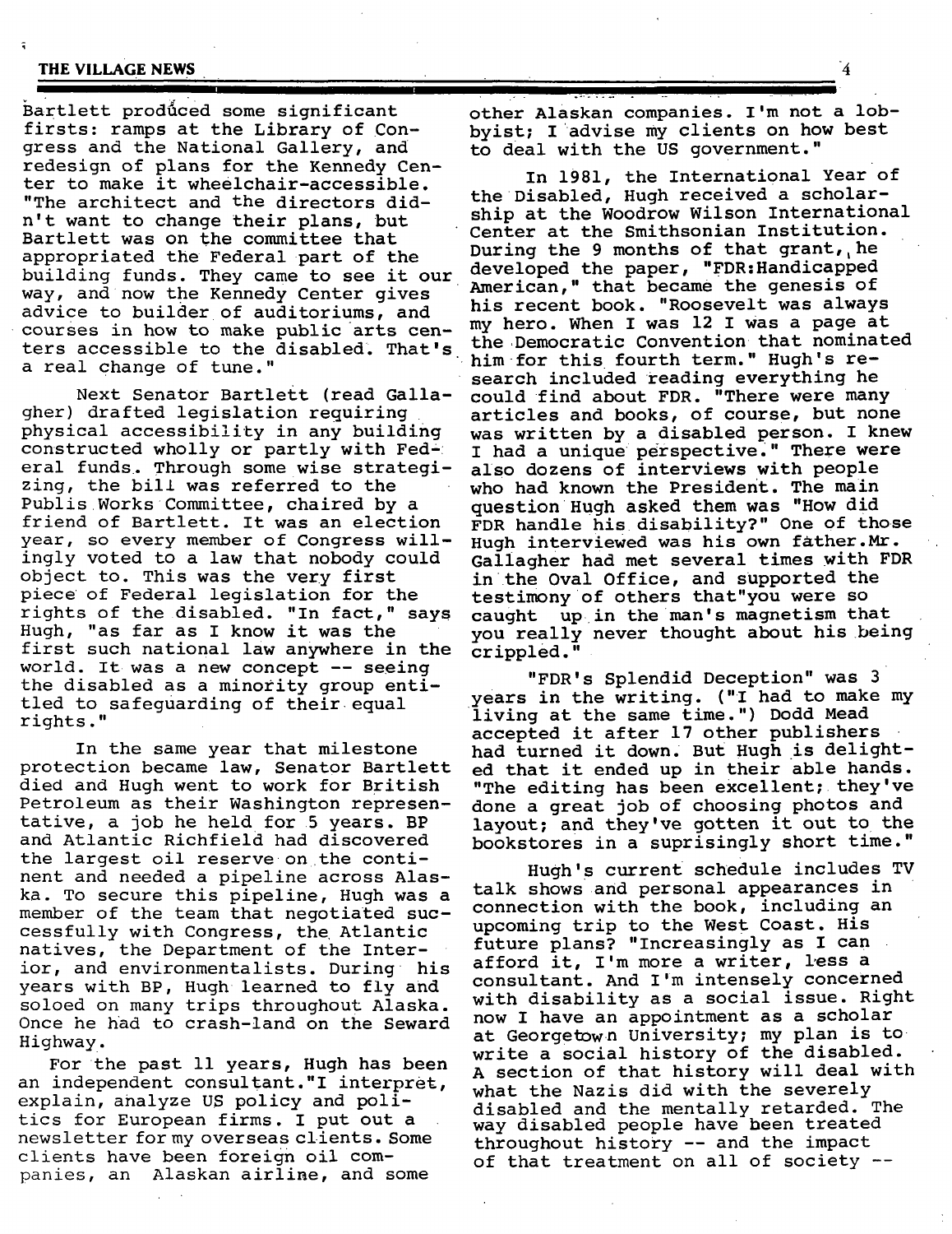Bartlett produced some significant firsts: ramps at the Library of Congress and the National Gallery, and redesign of plans for the Kennedy Center to make it wheelchair-accessible. "The architect and the directors didn't want to change their plans, but Bartlett was on the committee that appropriated the Federal part of the building funds. They came to see it our way, and now the Kennedy Center gives advice to builder of auditoriums, and courses in how to make public arts centers accessible to the disabled. That's a real change of tune."

Next Senator Bartlett (read Gallagher) drafted legislation requiring physical accessibility in any building constructed wholly or partly with Federal funds. Through some wise strategizing, the bill was referred to the Publis Works Committee, chaired by a friend of Bartlett. It was an election year, so every member of Congress willingly voted to a law that nobody could object to. This was the very first piece of Federal legislation for the rights of the disabled. "In fact," says Hugh, "as far as I know it was the first such national law anywhere in the world. It was a new concept -- seeing the disabled as a minority group entitled to safeguarding of their equal rights."

In the same year that milestone protection became law, Senator Bartlett died and Hugh went to work for British Petroleum as their Washington representative, a job he held for 5 years. BP and Atlantic Richfield had discovered the largest oil reserve on the continent and needed a pipeline across Alaska. To secure this pipeline, Hugh was a member of the team that negotiated successfully with Congress, the Atlantic natives, the Department of the Interior, and environmentalists. During his years with BP, Hugh learned to fly and soloed on many trips throughout Alaska. Once he had to crash-land on the Seward Highway.

For the past 11 years, Hugh has been an independent consultant."I interpret, explain, analyze US policy and politics for European firms. I put out a newsletter for my overseas clients. Some clients have been foreign oil companies, an Alaskan airline, and some other Alaskan companies. I'm not a lobbyist; I advise my clients on how best to deal with the US government."

In 1981, the International Year of the Disabled, Hugh received a scholarship at the Woodrow Wilson International Center at the Smithsonian Institution. During the 9 months of that grant, he developed the paper, "FDR:Handicapped American," that became the genesis of his recent book. "Roosevelt was always my hero. When I was 12 I was a page at the Democratic Convention that nominated him for this fourth term." Hugh's research included reading everything he could find about FDR. "There were many articles and books, of course, but none was written by a disabled person. I knew I had a unique perspective." There were also dozens of interviews with people who had known the President. The main question Hugh asked them was "How did FDR handle his disability?" One of those Hugh interviewed was his own father.Mr. Gallagher had met several times with FDR in the Oval Office, and supported the testimony of others that"you were so caught up in the man's magnetism that you really never thought about his being crippled."

"FDR's Splendid Deception" was 3 years in the writing. ("I had to make my living at the same time.") Dodd Mead accepted it after 17 other publishers had turned it down. But Hugh is delighted that it ended up in their able hands. "The editing has been excellent; they've done a great job of choosing photos and layout; and they've gotten it out to the bookstores in a suprisingly short time."

Hugh's current schedule includes TV talk shows and personal appearances in connection with the book, including an upcoming trip to the West Coast. His future plans? "Increasingly as I can afford it, I'm more a writer, less a consultant. And I'm intensely concerned with disability as a social issue. Right now I have an appointment as a scholar at Georgetown University; my plan is to write a social history of the disabled. A section of that history will deal with what the Nazis did with the severely disabled and the mentally retarded. The way disabled people have been treated throughout history -- and the impact of that treatment on all of society --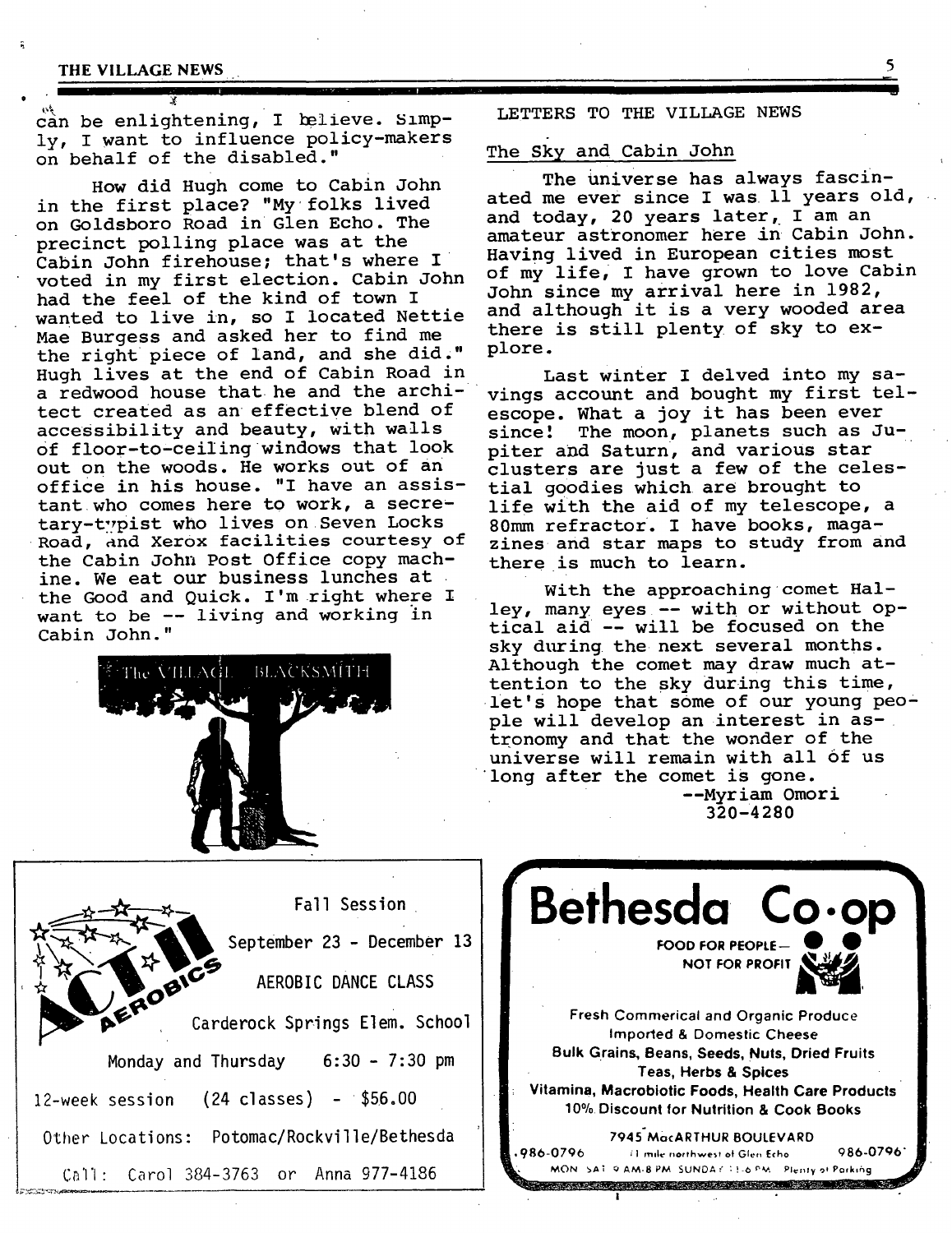can be enlightening, I believe. Simply, I want to influence policy-makers on behalf of the disabled."

How did Hugh come to Cabin John in the first place? "My folks lived on Goldsboro Road in Glen Echo. The precinct polling place was at the Cabin John firehouse; that's where I voted in my first election. Cabin John had the feel of the kind of town I wanted to live in, so I located Nettie Mae Burgess and asked her to find me the right piece of land, and she did." Hugh lives at the end of Cabin Road in a redwood house that he and the architect created as an effective blend of accessibility and beauty, with walls of floor-to-ceiling windows that look out on the woods. He works out of an office in his house. "I have an assistant who comes here to work, a secretary-typist who lives on Seven Locks Road, and Xerox facilities courtesy of the Cabin John Post Office copy machine. We eat our business lunches at the Good and Quick. I'm right where I want to be -- living and working in Cabin John."

The VILLAGE BLACKSMITH

## LETTERS TO THE VILLAGE NEWS

### The Sky and Cabin John

The universe has always fascinated me ever since I was 11 years old, and today, 20 years later, I am an amateur astronomer here in Cabin John. Having lived in European cities most of my life, I have grown to love Cabin John since my arrival here in 1982, and although it is a very wooded area there is still plenty of sky to explore.

Last winter I delved into my savings account and bought my first telescope. What a joy it has been ever since! The moon, planets such as Jupiter and Saturn, and various star clusters are just a few of the celestial goodies which are brought to life with the aid of my telescope, a 80mm refractor. I have books, magazines and star maps to study from and there is much to learn.

With the approaching comet Halley, many eyes -- with or without optical aid -- will be focused on the sky during the next several months. Although the comet may draw much attention to the sky during this time, let's hope that some of our young people will develop an interest in astronomy and that the wonder of the universe will remain with all of us long after the comet is gone.

--Myriam Omori
320-4280

---

**ACT II AEROBICS**

Fall Session

September 23 - December 13

AEROBIC DANCE CLASS

Carderock Springs Elem. School

Monday and Thursday 6:30 - 7:30 pm

12-week session (24 classes) - $56.00

Other Locations: Potomac/Rockville/Bethesda

Call: Carol 384-3763 or Anna 977-4186

---

# Bethesda Co•op

FOOD FOR PEOPLE— NOT FOR PROFIT

Fresh Commerical and Organic Produce
Imported & Domestic Cheese
Bulk Grains, Beans, Seeds, Nuts, Dried Fruits
Teas, Herbs & Spices
Vitamina, Macrobiotic Foods, Health Care Products
10% Discount for Nutrition & Cook Books

7945 MacARTHUR BOULEVARD

986-0796 (1 mile northwest of Glen Echo) 986-0796

MON SAT 9 AM-8 PM SUNDAY 11-6 PM Plenty of Parking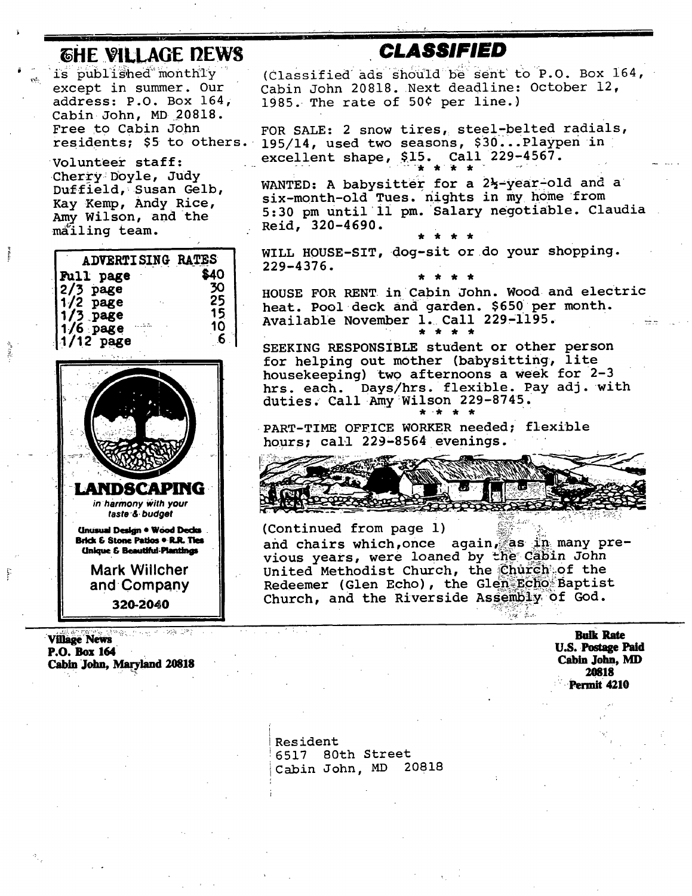# THE VILLAGE NEWS

is published monthly except in summer. Our address: P.O. Box 164, Cabin John, MD 20818. Free to Cabin John residents; $5 to others.

Volunteer staff: Cherry Doyle, Judy Duffield, Susan Gelb, Kay Kemp, Andy Rice, Amy Wilson, and the mailing team.

| ADVERTISING RATES | |
|---|---|
| Full page | $40 |
| 2/3 page | 30 |
| 1/2 page | 25 |
| 1/3 page | 15 |
| 1/6 page | 10 |
| 1/12 page | 6 |

**LANDSCAPING**

*in harmony with your taste & budget*

Unusual Design • Wood Decks
Brick & Stone Patios • R.R. Ties
Unique & Beautiful Plantings

Mark Willcher and Company

320-2040

# CLASSIFIED

(Classified ads should be sent to P.O. Box 164, Cabin John 20818. Next deadline: October 12, 1985. The rate of 50¢ per line.)

FOR SALE: 2 snow tires, steel-belted radials, 195/14, used two seasons, $30...Playpen in excellent shape, $15. Call 229-4567.

* * * *

WANTED: A babysitter for a 2½-year-old and a six-month-old Tues. nights in my home from 5:30 pm until 11 pm. Salary negotiable. Claudia Reid, 320-4690.

* * * *

WILL HOUSE-SIT, dog-sit or do your shopping. 229-4376.

* * * *

HOUSE FOR RENT in Cabin John. Wood and electric heat. Pool deck and garden. $650 per month. Available November 1. Call 229-1195.

* * * *

SEEKING RESPONSIBLE student or other person for helping out mother (babysitting, lite housekeeping) two afternoons a week for 2-3 hrs. each. Days/hrs. flexible. Pay adj. with duties. Call Amy Wilson 229-8745.

* * * *

PART-TIME OFFICE WORKER needed; flexible hours; call 229-8564 evenings.

(Continued from page 1)
and chairs which, once again, as in many previous years, were loaned by the Cabin John United Methodist Church, the Church of the Redeemer (Glen Echo), the Glen Echo Baptist Church, and the Riverside Assembly of God.

**Village News**
**P.O. Box 164**
**Cabin John, Maryland 20818**

**Bulk Rate**
**U.S. Postage Paid**
**Cabin John, MD**
**20818**
**Permit 4210**

Resident
6517 80th Street
Cabin John, MD 20818